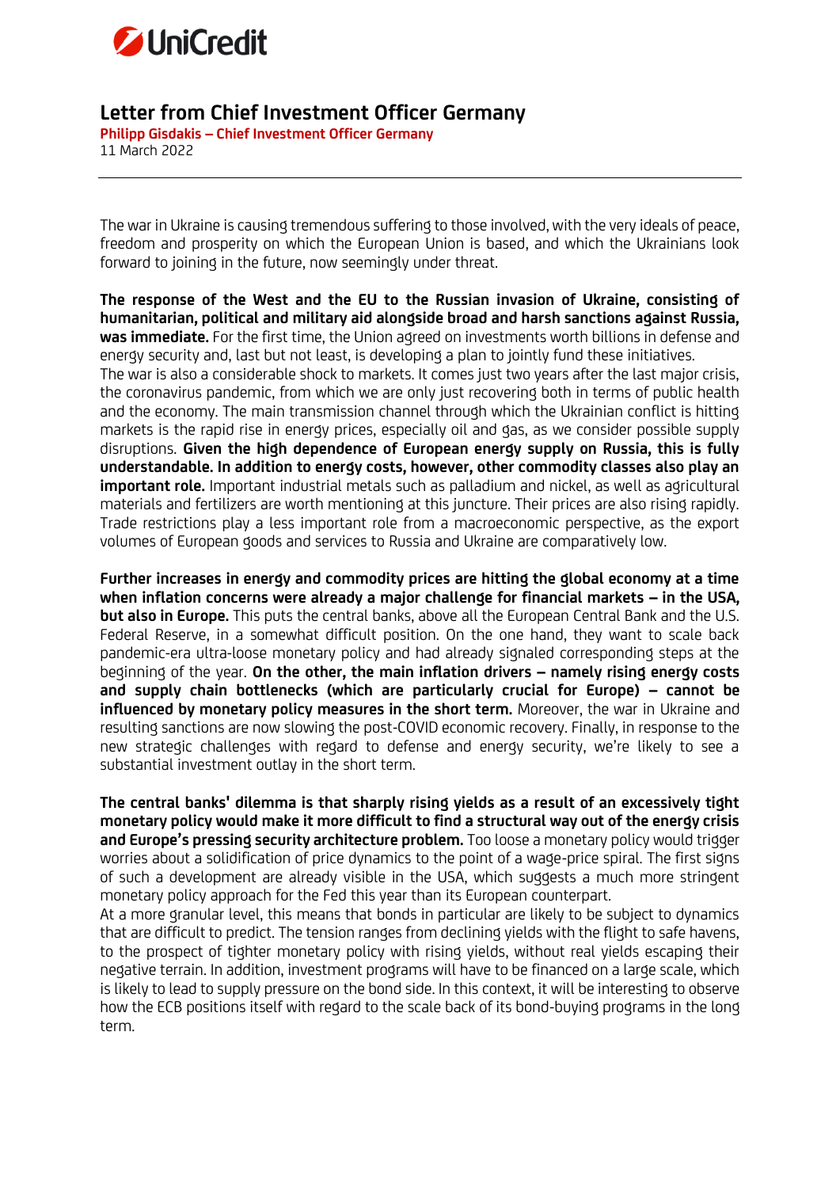UniCredit

# Letter from Chief Investment Officer Germany

**Philipp Gisdakis – Chief Investment Officer Germany**
11 March 2022

---

The war in Ukraine is causing tremendous suffering to those involved, with the very ideals of peace, freedom and prosperity on which the European Union is based, and which the Ukrainians look forward to joining in the future, now seemingly under threat.

**The response of the West and the EU to the Russian invasion of Ukraine, consisting of humanitarian, political and military aid alongside broad and harsh sanctions against Russia, was immediate.** For the first time, the Union agreed on investments worth billions in defense and energy security and, last but not least, is developing a plan to jointly fund these initiatives.
The war is also a considerable shock to markets. It comes just two years after the last major crisis, the coronavirus pandemic, from which we are only just recovering both in terms of public health and the economy. The main transmission channel through which the Ukrainian conflict is hitting markets is the rapid rise in energy prices, especially oil and gas, as we consider possible supply disruptions. **Given the high dependence of European energy supply on Russia, this is fully understandable. In addition to energy costs, however, other commodity classes also play an important role.** Important industrial metals such as palladium and nickel, as well as agricultural materials and fertilizers are worth mentioning at this juncture. Their prices are also rising rapidly. Trade restrictions play a less important role from a macroeconomic perspective, as the export volumes of European goods and services to Russia and Ukraine are comparatively low.

**Further increases in energy and commodity prices are hitting the global economy at a time when inflation concerns were already a major challenge for financial markets – in the USA, but also in Europe.** This puts the central banks, above all the European Central Bank and the U.S. Federal Reserve, in a somewhat difficult position. On the one hand, they want to scale back pandemic-era ultra-loose monetary policy and had already signaled corresponding steps at the beginning of the year. **On the other, the main inflation drivers – namely rising energy costs and supply chain bottlenecks (which are particularly crucial for Europe) – cannot be influenced by monetary policy measures in the short term.** Moreover, the war in Ukraine and resulting sanctions are now slowing the post-COVID economic recovery. Finally, in response to the new strategic challenges with regard to defense and energy security, we're likely to see a substantial investment outlay in the short term.

**The central banks' dilemma is that sharply rising yields as a result of an excessively tight monetary policy would make it more difficult to find a structural way out of the energy crisis and Europe's pressing security architecture problem.** Too loose a monetary policy would trigger worries about a solidification of price dynamics to the point of a wage-price spiral. The first signs of such a development are already visible in the USA, which suggests a much more stringent monetary policy approach for the Fed this year than its European counterpart.
At a more granular level, this means that bonds in particular are likely to be subject to dynamics that are difficult to predict. The tension ranges from declining yields with the flight to safe havens, to the prospect of tighter monetary policy with rising yields, without real yields escaping their negative terrain. In addition, investment programs will have to be financed on a large scale, which is likely to lead to supply pressure on the bond side. In this context, it will be interesting to observe how the ECB positions itself with regard to the scale back of its bond-buying programs in the long term.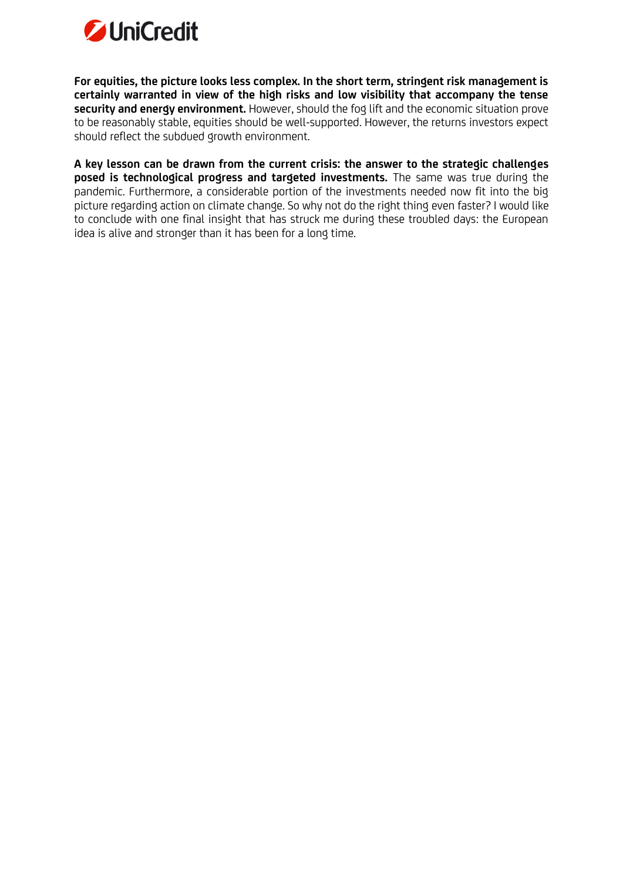**For equities, the picture looks less complex. In the short term, stringent risk management is certainly warranted in view of the high risks and low visibility that accompany the tense security and energy environment.** However, should the fog lift and the economic situation prove to be reasonably stable, equities should be well-supported. However, the returns investors expect should reflect the subdued growth environment.

**A key lesson can be drawn from the current crisis: the answer to the strategic challenges posed is technological progress and targeted investments.** The same was true during the pandemic. Furthermore, a considerable portion of the investments needed now fit into the big picture regarding action on climate change. So why not do the right thing even faster? I would like to conclude with one final insight that has struck me during these troubled days: the European idea is alive and stronger than it has been for a long time.